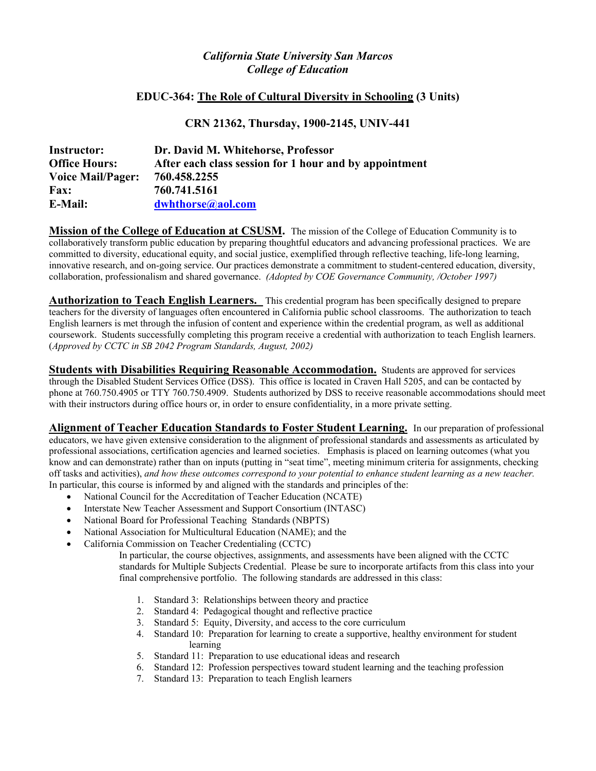*California State University San Marcos*
*College of Education*

**EDUC-364: The Role of Cultural Diversity in Schooling (3 Units)**

**CRN 21362, Thursday, 1900-2145, UNIV-441**

**Instructor:** **Dr. David M. Whitehorse, Professor**
**Office Hours:** **After each class session for 1 hour and by appointment**
**Voice Mail/Pager:** **760.458.2255**
**Fax:** **760.741.5161**
**E-Mail:** **dwhthorse@aol.com**

**Mission of the College of Education at CSUSM.** The mission of the College of Education Community is to collaboratively transform public education by preparing thoughtful educators and advancing professional practices. We are committed to diversity, educational equity, and social justice, exemplified through reflective teaching, life-long learning, innovative research, and on-going service. Our practices demonstrate a commitment to student-centered education, diversity, collaboration, professionalism and shared governance. *(Adopted by COE Governance Community, /October 1997)*

**Authorization to Teach English Learners.** This credential program has been specifically designed to prepare teachers for the diversity of languages often encountered in California public school classrooms. The authorization to teach English learners is met through the infusion of content and experience within the credential program, as well as additional coursework. Students successfully completing this program receive a credential with authorization to teach English learners. (*Approved by CCTC in SB 2042 Program Standards, August, 2002)*

**Students with Disabilities Requiring Reasonable Accommodation.** Students are approved for services through the Disabled Student Services Office (DSS). This office is located in Craven Hall 5205, and can be contacted by phone at 760.750.4905 or TTY 760.750.4909. Students authorized by DSS to receive reasonable accommodations should meet with their instructors during office hours or, in order to ensure confidentiality, in a more private setting.

**Alignment of Teacher Education Standards to Foster Student Learning.** In our preparation of professional educators, we have given extensive consideration to the alignment of professional standards and assessments as articulated by professional associations, certification agencies and learned societies. Emphasis is placed on learning outcomes (what you know and can demonstrate) rather than on inputs (putting in "seat time", meeting minimum criteria for assignments, checking off tasks and activities), *and how these outcomes correspond to your potential to enhance student learning as a new teacher.* In particular, this course is informed by and aligned with the standards and principles of the:

- National Council for the Accreditation of Teacher Education (NCATE)
- Interstate New Teacher Assessment and Support Consortium (INTASC)
- National Board for Professional Teaching Standards (NBPTS)
- National Association for Multicultural Education (NAME); and the
- California Commission on Teacher Credentialing (CCTC)

  In particular, the course objectives, assignments, and assessments have been aligned with the CCTC standards for Multiple Subjects Credential. Please be sure to incorporate artifacts from this class into your final comprehensive portfolio. The following standards are addressed in this class:

  1. Standard 3: Relationships between theory and practice
  2. Standard 4: Pedagogical thought and reflective practice
  3. Standard 5: Equity, Diversity, and access to the core curriculum
  4. Standard 10: Preparation for learning to create a supportive, healthy environment for student learning
  5. Standard 11: Preparation to use educational ideas and research
  6. Standard 12: Profession perspectives toward student learning and the teaching profession
  7. Standard 13: Preparation to teach English learners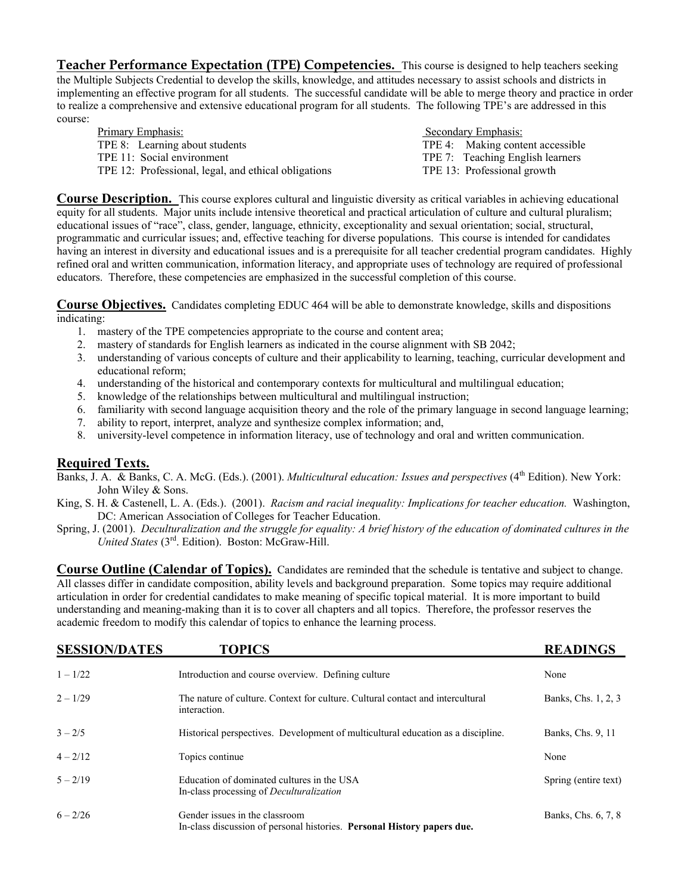**Teacher Performance Expectation (TPE) Competencies.** This course is designed to help teachers seeking the Multiple Subjects Credential to develop the skills, knowledge, and attitudes necessary to assist schools and districts in implementing an effective program for all students. The successful candidate will be able to merge theory and practice in order to realize a comprehensive and extensive educational program for all students. The following TPE's are addressed in this course:

| Primary Emphasis: | Secondary Emphasis: |
|---|---|
| TPE 8: Learning about students | TPE 4: Making content accessible |
| TPE 11: Social environment | TPE 7: Teaching English learners |
| TPE 12: Professional, legal, and ethical obligations | TPE 13: Professional growth |

**Course Description.** This course explores cultural and linguistic diversity as critical variables in achieving educational equity for all students. Major units include intensive theoretical and practical articulation of culture and cultural pluralism; educational issues of "race", class, gender, language, ethnicity, exceptionality and sexual orientation; social, structural, programmatic and curricular issues; and, effective teaching for diverse populations. This course is intended for candidates having an interest in diversity and educational issues and is a prerequisite for all teacher credential program candidates. Highly refined oral and written communication, information literacy, and appropriate uses of technology are required of professional educators. Therefore, these competencies are emphasized in the successful completion of this course.

**Course Objectives.** Candidates completing EDUC 464 will be able to demonstrate knowledge, skills and dispositions indicating:

1. mastery of the TPE competencies appropriate to the course and content area;
2. mastery of standards for English learners as indicated in the course alignment with SB 2042;
3. understanding of various concepts of culture and their applicability to learning, teaching, curricular development and educational reform;
4. understanding of the historical and contemporary contexts for multicultural and multilingual education;
5. knowledge of the relationships between multicultural and multilingual instruction;
6. familiarity with second language acquisition theory and the role of the primary language in second language learning;
7. ability to report, interpret, analyze and synthesize complex information; and,
8. university-level competence in information literacy, use of technology and oral and written communication.

## Required Texts.

Banks, J. A. & Banks, C. A. McG. (Eds.). (2001). *Multicultural education: Issues and perspectives* (4th Edition). New York: John Wiley & Sons.

King, S. H. & Castenell, L. A. (Eds.). (2001). *Racism and racial inequality: Implications for teacher education.* Washington, DC: American Association of Colleges for Teacher Education.

Spring, J. (2001). *Deculturalization and the struggle for equality: A brief history of the education of dominated cultures in the United States* (3rd. Edition). Boston: McGraw-Hill.

**Course Outline (Calendar of Topics).** Candidates are reminded that the schedule is tentative and subject to change. All classes differ in candidate composition, ability levels and background preparation. Some topics may require additional articulation in order for credential candidates to make meaning of specific topical material. It is more important to build understanding and meaning-making than it is to cover all chapters and all topics. Therefore, the professor reserves the academic freedom to modify this calendar of topics to enhance the learning process.

| SESSION/DATES | TOPICS | READINGS |
|---|---|---|
| 1 – 1/22 | Introduction and course overview. Defining culture | None |
| 2 – 1/29 | The nature of culture. Context for culture. Cultural contact and intercultural interaction. | Banks, Chs. 1, 2, 3 |
| 3 – 2/5 | Historical perspectives. Development of multicultural education as a discipline. | Banks, Chs. 9, 11 |
| 4 – 2/12 | Topics continue | None |
| 5 – 2/19 | Education of dominated cultures in the USA<br>In-class processing of *Deculturalization* | Spring (entire text) |
| 6 – 2/26 | Gender issues in the classroom<br>In-class discussion of personal histories. **Personal History papers due.** | Banks, Chs. 6, 7, 8 |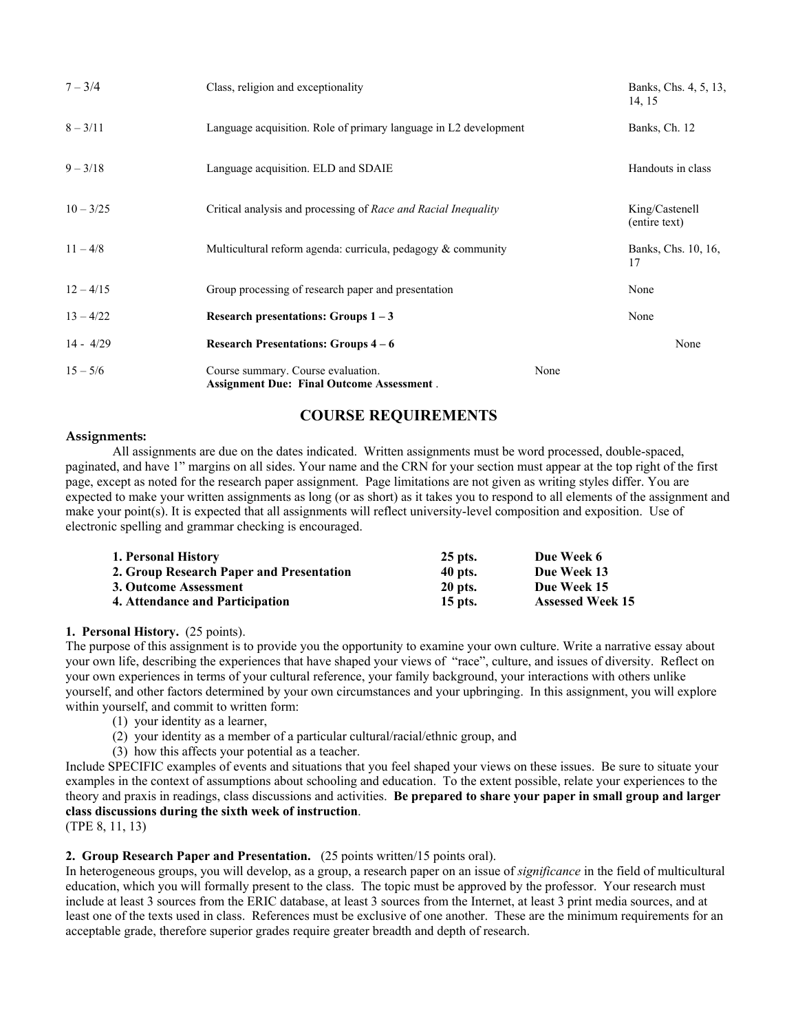| | | |
|---|---|---|
| 7 – 3/4 | Class, religion and exceptionality | Banks, Chs. 4, 5, 13, 14, 15 |
| 8 – 3/11 | Language acquisition. Role of primary language in L2 development | Banks, Ch. 12 |
| 9 – 3/18 | Language acquisition. ELD and SDAIE | Handouts in class |
| 10 – 3/25 | Critical analysis and processing of *Race and Racial Inequality* | King/Castenell (entire text) |
| 11 – 4/8 | Multicultural reform agenda: curricula, pedagogy & community | Banks, Chs. 10, 16, 17 |
| 12 – 4/15 | Group processing of research paper and presentation | None |
| 13 – 4/22 | **Research presentations: Groups 1 – 3** | None |
| 14 - 4/29 | **Research Presentations: Groups 4 – 6** | None |
| 15 – 5/6 | Course summary. Course evaluation. **Assignment Due: Final Outcome Assessment** . | None |

## COURSE REQUIREMENTS

**Assignments:**

All assignments are due on the dates indicated. Written assignments must be word processed, double-spaced, paginated, and have 1" margins on all sides. Your name and the CRN for your section must appear at the top right of the first page, except as noted for the research paper assignment. Page limitations are not given as writing styles differ. You are expected to make your written assignments as long (or as short) as it takes you to respond to all elements of the assignment and make your point(s). It is expected that all assignments will reflect university-level composition and exposition. Use of electronic spelling and grammar checking is encouraged.

| | | |
|---|---|---|
| **1. Personal History** | **25 pts.** | **Due Week 6** |
| **2. Group Research Paper and Presentation** | **40 pts.** | **Due Week 13** |
| **3. Outcome Assessment** | **20 pts.** | **Due Week 15** |
| **4. Attendance and Participation** | **15 pts.** | **Assessed Week 15** |

**1. Personal History.** (25 points).

The purpose of this assignment is to provide you the opportunity to examine your own culture. Write a narrative essay about your own life, describing the experiences that have shaped your views of "race", culture, and issues of diversity. Reflect on your own experiences in terms of your cultural reference, your family background, your interactions with others unlike yourself, and other factors determined by your own circumstances and your upbringing. In this assignment, you will explore within yourself, and commit to written form:

(1) your identity as a learner,
(2) your identity as a member of a particular cultural/racial/ethnic group, and
(3) how this affects your potential as a teacher.

Include SPECIFIC examples of events and situations that you feel shaped your views on these issues. Be sure to situate your examples in the context of assumptions about schooling and education. To the extent possible, relate your experiences to the theory and praxis in readings, class discussions and activities. **Be prepared to share your paper in small group and larger class discussions during the sixth week of instruction**.
(TPE 8, 11, 13)

**2. Group Research Paper and Presentation.** (25 points written/15 points oral).

In heterogeneous groups, you will develop, as a group, a research paper on an issue of *significance* in the field of multicultural education, which you will formally present to the class. The topic must be approved by the professor. Your research must include at least 3 sources from the ERIC database, at least 3 sources from the Internet, at least 3 print media sources, and at least one of the texts used in class. References must be exclusive of one another. These are the minimum requirements for an acceptable grade, therefore superior grades require greater breadth and depth of research.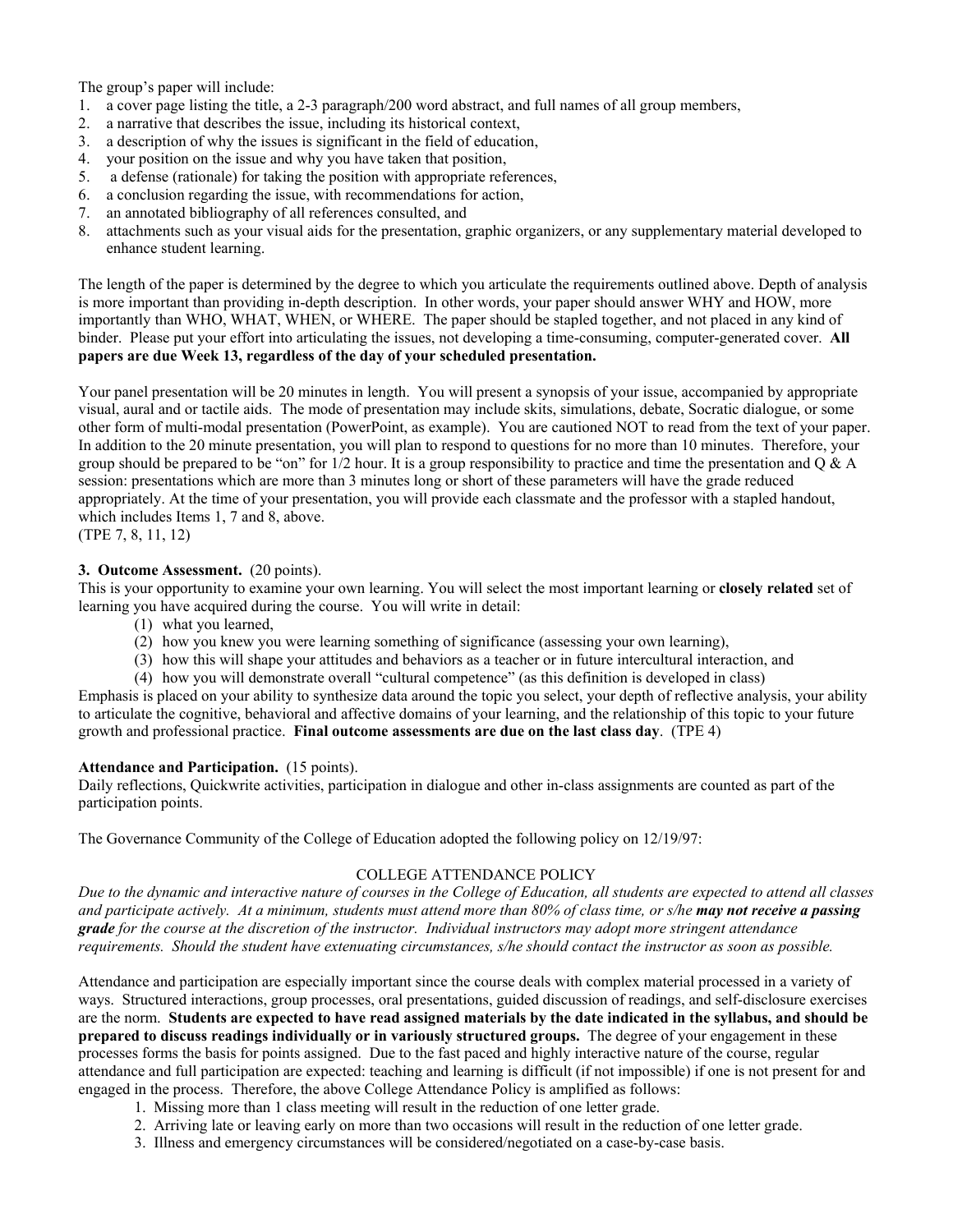The group's paper will include:

1. a cover page listing the title, a 2-3 paragraph/200 word abstract, and full names of all group members,
2. a narrative that describes the issue, including its historical context,
3. a description of why the issues is significant in the field of education,
4. your position on the issue and why you have taken that position,
5. a defense (rationale) for taking the position with appropriate references,
6. a conclusion regarding the issue, with recommendations for action,
7. an annotated bibliography of all references consulted, and
8. attachments such as your visual aids for the presentation, graphic organizers, or any supplementary material developed to enhance student learning.

The length of the paper is determined by the degree to which you articulate the requirements outlined above. Depth of analysis is more important than providing in-depth description. In other words, your paper should answer WHY and HOW, more importantly than WHO, WHAT, WHEN, or WHERE. The paper should be stapled together, and not placed in any kind of binder. Please put your effort into articulating the issues, not developing a time-consuming, computer-generated cover. **All papers are due Week 13, regardless of the day of your scheduled presentation.**

Your panel presentation will be 20 minutes in length. You will present a synopsis of your issue, accompanied by appropriate visual, aural and or tactile aids. The mode of presentation may include skits, simulations, debate, Socratic dialogue, or some other form of multi-modal presentation (PowerPoint, as example). You are cautioned NOT to read from the text of your paper. In addition to the 20 minute presentation, you will plan to respond to questions for no more than 10 minutes. Therefore, your group should be prepared to be "on" for 1/2 hour. It is a group responsibility to practice and time the presentation and Q & A session: presentations which are more than 3 minutes long or short of these parameters will have the grade reduced appropriately. At the time of your presentation, you will provide each classmate and the professor with a stapled handout, which includes Items 1, 7 and 8, above.
(TPE 7, 8, 11, 12)

**3. Outcome Assessment.** (20 points).
This is your opportunity to examine your own learning. You will select the most important learning or **closely related** set of learning you have acquired during the course. You will write in detail:

(1) what you learned,
(2) how you knew you were learning something of significance (assessing your own learning),
(3) how this will shape your attitudes and behaviors as a teacher or in future intercultural interaction, and
(4) how you will demonstrate overall "cultural competence" (as this definition is developed in class)

Emphasis is placed on your ability to synthesize data around the topic you select, your depth of reflective analysis, your ability to articulate the cognitive, behavioral and affective domains of your learning, and the relationship of this topic to your future growth and professional practice. **Final outcome assessments are due on the last class day**. (TPE 4)

**Attendance and Participation.** (15 points).
Daily reflections, Quickwrite activities, participation in dialogue and other in-class assignments are counted as part of the participation points.

The Governance Community of the College of Education adopted the following policy on 12/19/97:

COLLEGE ATTENDANCE POLICY

*Due to the dynamic and interactive nature of courses in the College of Education, all students are expected to attend all classes and participate actively. At a minimum, students must attend more than 80% of class time, or s/he* ***may not receive a passing grade*** *for the course at the discretion of the instructor. Individual instructors may adopt more stringent attendance requirements. Should the student have extenuating circumstances, s/he should contact the instructor as soon as possible.*

Attendance and participation are especially important since the course deals with complex material processed in a variety of ways. Structured interactions, group processes, oral presentations, guided discussion of readings, and self-disclosure exercises are the norm. **Students are expected to have read assigned materials by the date indicated in the syllabus, and should be prepared to discuss readings individually or in variously structured groups.** The degree of your engagement in these processes forms the basis for points assigned. Due to the fast paced and highly interactive nature of the course, regular attendance and full participation are expected: teaching and learning is difficult (if not impossible) if one is not present for and engaged in the process. Therefore, the above College Attendance Policy is amplified as follows:

1. Missing more than 1 class meeting will result in the reduction of one letter grade.
2. Arriving late or leaving early on more than two occasions will result in the reduction of one letter grade.
3. Illness and emergency circumstances will be considered/negotiated on a case-by-case basis.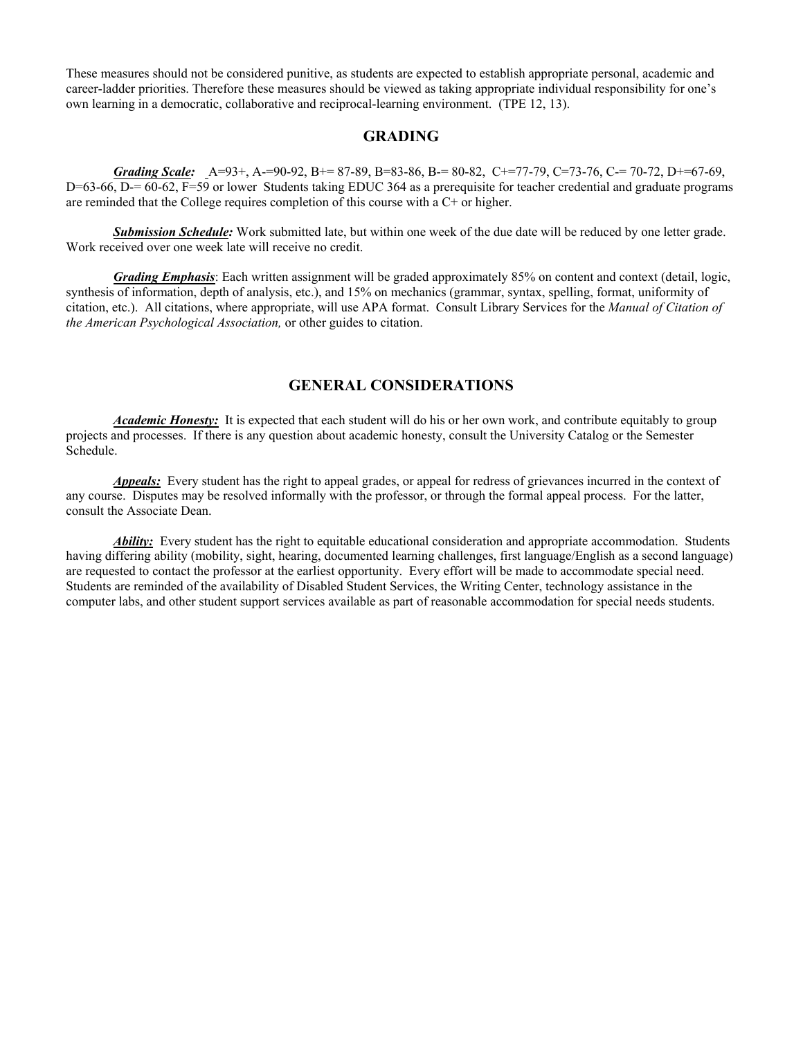These measures should not be considered punitive, as students are expected to establish appropriate personal, academic and career-ladder priorities. Therefore these measures should be viewed as taking appropriate individual responsibility for one's own learning in a democratic, collaborative and reciprocal-learning environment. (TPE 12, 13).

## GRADING

***Grading Scale:*** A=93+, A-=90-92, B+= 87-89, B=83-86, B-= 80-82, C+=77-79, C=73-76, C-= 70-72, D+=67-69, D=63-66, D-= 60-62, F=59 or lower Students taking EDUC 364 as a prerequisite for teacher credential and graduate programs are reminded that the College requires completion of this course with a C+ or higher.

***Submission Schedule:*** Work submitted late, but within one week of the due date will be reduced by one letter grade. Work received over one week late will receive no credit.

***Grading Emphasis***: Each written assignment will be graded approximately 85% on content and context (detail, logic, synthesis of information, depth of analysis, etc.), and 15% on mechanics (grammar, syntax, spelling, format, uniformity of citation, etc.). All citations, where appropriate, will use APA format. Consult Library Services for the *Manual of Citation of the American Psychological Association,* or other guides to citation.

## GENERAL CONSIDERATIONS

***Academic Honesty:*** It is expected that each student will do his or her own work, and contribute equitably to group projects and processes. If there is any question about academic honesty, consult the University Catalog or the Semester Schedule.

***Appeals:*** Every student has the right to appeal grades, or appeal for redress of grievances incurred in the context of any course. Disputes may be resolved informally with the professor, or through the formal appeal process. For the latter, consult the Associate Dean.

***Ability:*** Every student has the right to equitable educational consideration and appropriate accommodation. Students having differing ability (mobility, sight, hearing, documented learning challenges, first language/English as a second language) are requested to contact the professor at the earliest opportunity. Every effort will be made to accommodate special need. Students are reminded of the availability of Disabled Student Services, the Writing Center, technology assistance in the computer labs, and other student support services available as part of reasonable accommodation for special needs students.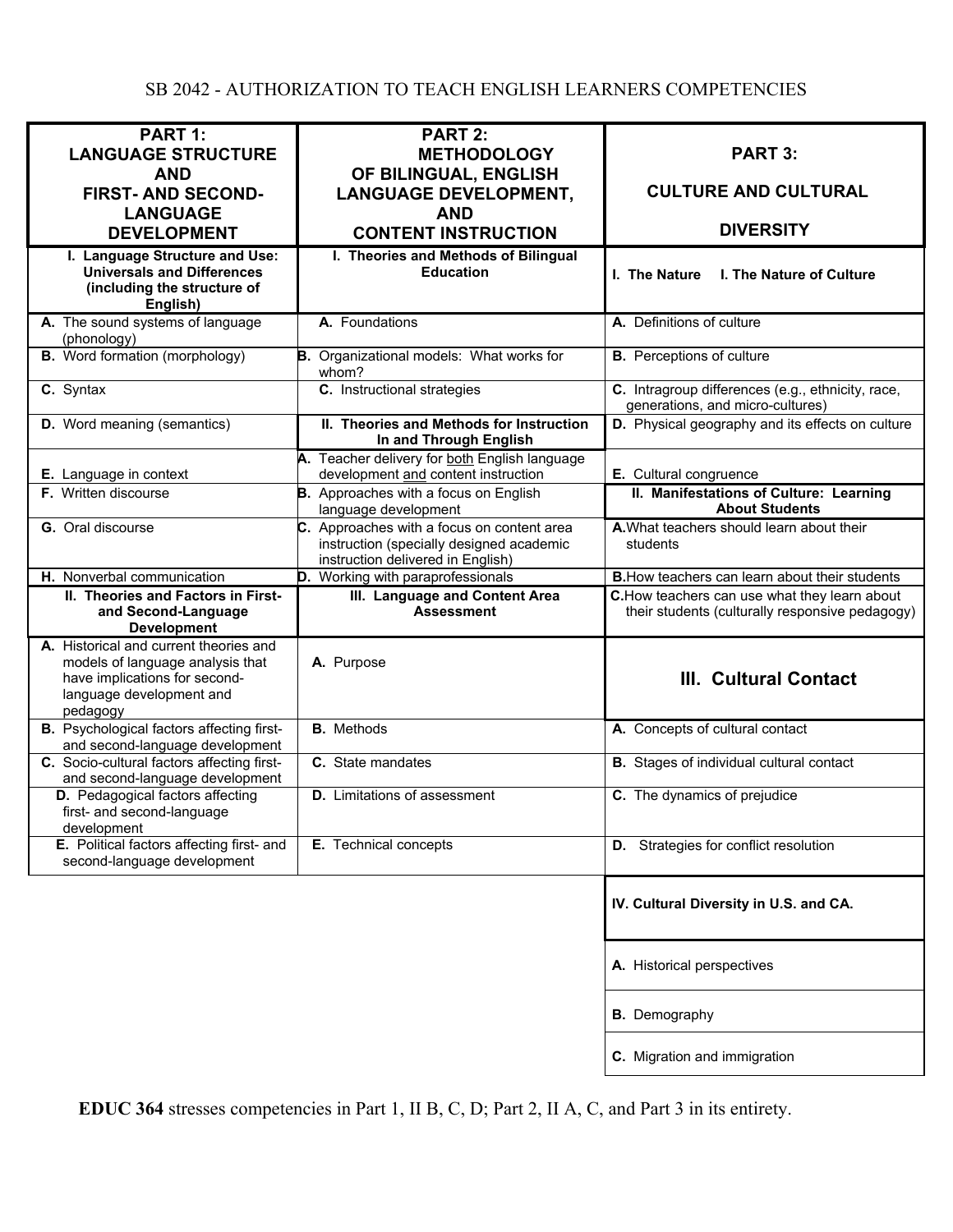SB 2042 - AUTHORIZATION TO TEACH ENGLISH LEARNERS COMPETENCIES

| PART 1: LANGUAGE STRUCTURE AND FIRST- AND SECOND-LANGUAGE DEVELOPMENT | PART 2: METHODOLOGY OF BILINGUAL, ENGLISH LANGUAGE DEVELOPMENT, AND CONTENT INSTRUCTION | PART 3: CULTURE AND CULTURAL DIVERSITY |
|---|---|---|
| **I. Language Structure and Use: Universals and Differences (including the structure of English)** | **I. Theories and Methods of Bilingual Education** | **I. The Nature I. The Nature of Culture** |
| **A.** The sound systems of language (phonology) | **A.** Foundations | **A.** Definitions of culture |
| **B.** Word formation (morphology) | **B.** Organizational models: What works for whom? | **B.** Perceptions of culture |
| **C.** Syntax | **C.** Instructional strategies | **C.** Intragroup differences (e.g., ethnicity, race, generations, and micro-cultures) |
| **D.** Word meaning (semantics) | **II. Theories and Methods for Instruction In and Through English** | **D.** Physical geography and its effects on culture |
| **E.** Language in context | **A.** Teacher delivery for both English language development and content instruction | **E.** Cultural congruence |
| **F.** Written discourse | **B.** Approaches with a focus on English language development | **II. Manifestations of Culture: Learning About Students** |
| **G.** Oral discourse | **C.** Approaches with a focus on content area instruction (specially designed academic instruction delivered in English) | **A.** What teachers should learn about their students |
| **H.** Nonverbal communication | **D.** Working with paraprofessionals | **B.** How teachers can learn about their students |
| **II. Theories and Factors in First- and Second-Language Development** | **III. Language and Content Area Assessment** | **C.** How teachers can use what they learn about their students (culturally responsive pedagogy) |
| **A.** Historical and current theories and models of language analysis that have implications for second-language development and pedagogy | **A.** Purpose | **III. Cultural Contact** |
| **B.** Psychological factors affecting first- and second-language development | **B.** Methods | **A.** Concepts of cultural contact |
| **C.** Socio-cultural factors affecting first- and second-language development | **C.** State mandates | **B.** Stages of individual cultural contact |
| **D.** Pedagogical factors affecting first- and second-language development | **D.** Limitations of assessment | **C.** The dynamics of prejudice |
| **E.** Political factors affecting first- and second-language development | **E.** Technical concepts | **D.** Strategies for conflict resolution |
| | | **IV. Cultural Diversity in U.S. and CA.** |
| | | **A.** Historical perspectives |
| | | **B.** Demography |
| | | **C.** Migration and immigration |

**EDUC 364** stresses competencies in Part 1, II B, C, D; Part 2, II A, C, and Part 3 in its entirety.